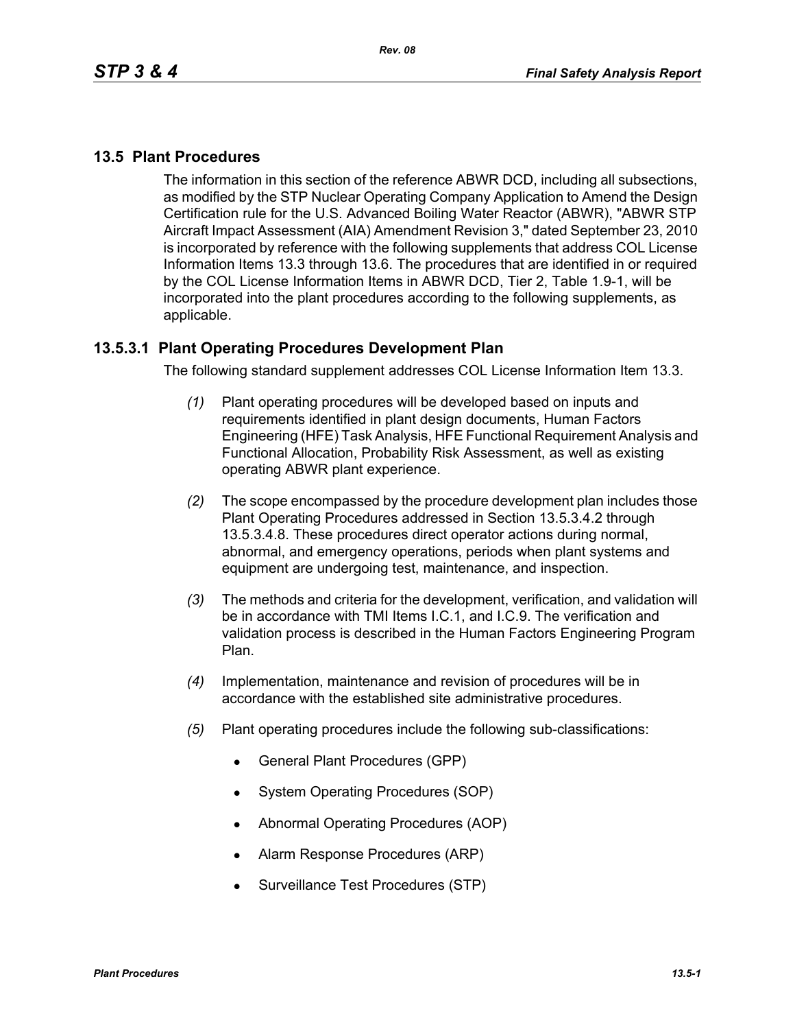## 13.5 Plant Procedures

The information in this section of the reference ABWR DCD, including all subsections, as modified by the STP Nuclear Operating Company Application to Amend the Design Certification rule for the U.S. Advanced Boiling Water Reactor (ABWR), "ABWR STP Aircraft Impact Assessment (AIA) Amendment Revision 3," dated September 23, 2010 is incorporated by reference with the following supplements that address COL License Information Items 13.3 through 13.6. The procedures that are identified in or required by the COL License Information Items in ABWR DCD, Tier 2, Table 1.9-1, will be incorporated into the plant procedures according to the following supplements, as applicable.

### 13.5.3.1 Plant Operating Procedures Development Plan

The following standard supplement addresses COL License Information Item 13.3.

*(1)* Plant operating procedures will be developed based on inputs and requirements identified in plant design documents, Human Factors Engineering (HFE) Task Analysis, HFE Functional Requirement Analysis and Functional Allocation, Probability Risk Assessment, as well as existing operating ABWR plant experience.

*(2)* The scope encompassed by the procedure development plan includes those Plant Operating Procedures addressed in Section 13.5.3.4.2 through 13.5.3.4.8. These procedures direct operator actions during normal, abnormal, and emergency operations, periods when plant systems and equipment are undergoing test, maintenance, and inspection.

*(3)* The methods and criteria for the development, verification, and validation will be in accordance with TMI Items I.C.1, and I.C.9. The verification and validation process is described in the Human Factors Engineering Program Plan.

*(4)* Implementation, maintenance and revision of procedures will be in accordance with the established site administrative procedures.

*(5)* Plant operating procedures include the following sub-classifications:

- General Plant Procedures (GPP)
- System Operating Procedures (SOP)
- Abnormal Operating Procedures (AOP)
- Alarm Response Procedures (ARP)
- Surveillance Test Procedures (STP)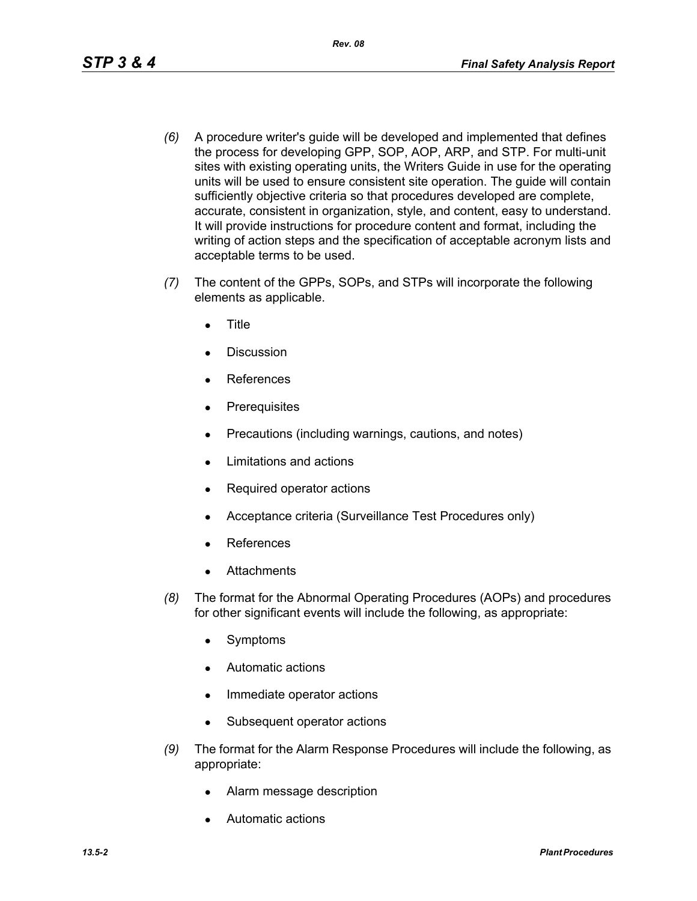(6) A procedure writer's guide will be developed and implemented that defines the process for developing GPP, SOP, AOP, ARP, and STP. For multi-unit sites with existing operating units, the Writers Guide in use for the operating units will be used to ensure consistent site operation. The guide will contain sufficiently objective criteria so that procedures developed are complete, accurate, consistent in organization, style, and content, easy to understand. It will provide instructions for procedure content and format, including the writing of action steps and the specification of acceptable acronym lists and acceptable terms to be used.

(7) The content of the GPPs, SOPs, and STPs will incorporate the following elements as applicable.

- Title
- Discussion
- References
- Prerequisites
- Precautions (including warnings, cautions, and notes)
- Limitations and actions
- Required operator actions
- Acceptance criteria (Surveillance Test Procedures only)
- References
- Attachments

(8) The format for the Abnormal Operating Procedures (AOPs) and procedures for other significant events will include the following, as appropriate:

- Symptoms
- Automatic actions
- Immediate operator actions
- Subsequent operator actions

(9) The format for the Alarm Response Procedures will include the following, as appropriate:

- Alarm message description
- Automatic actions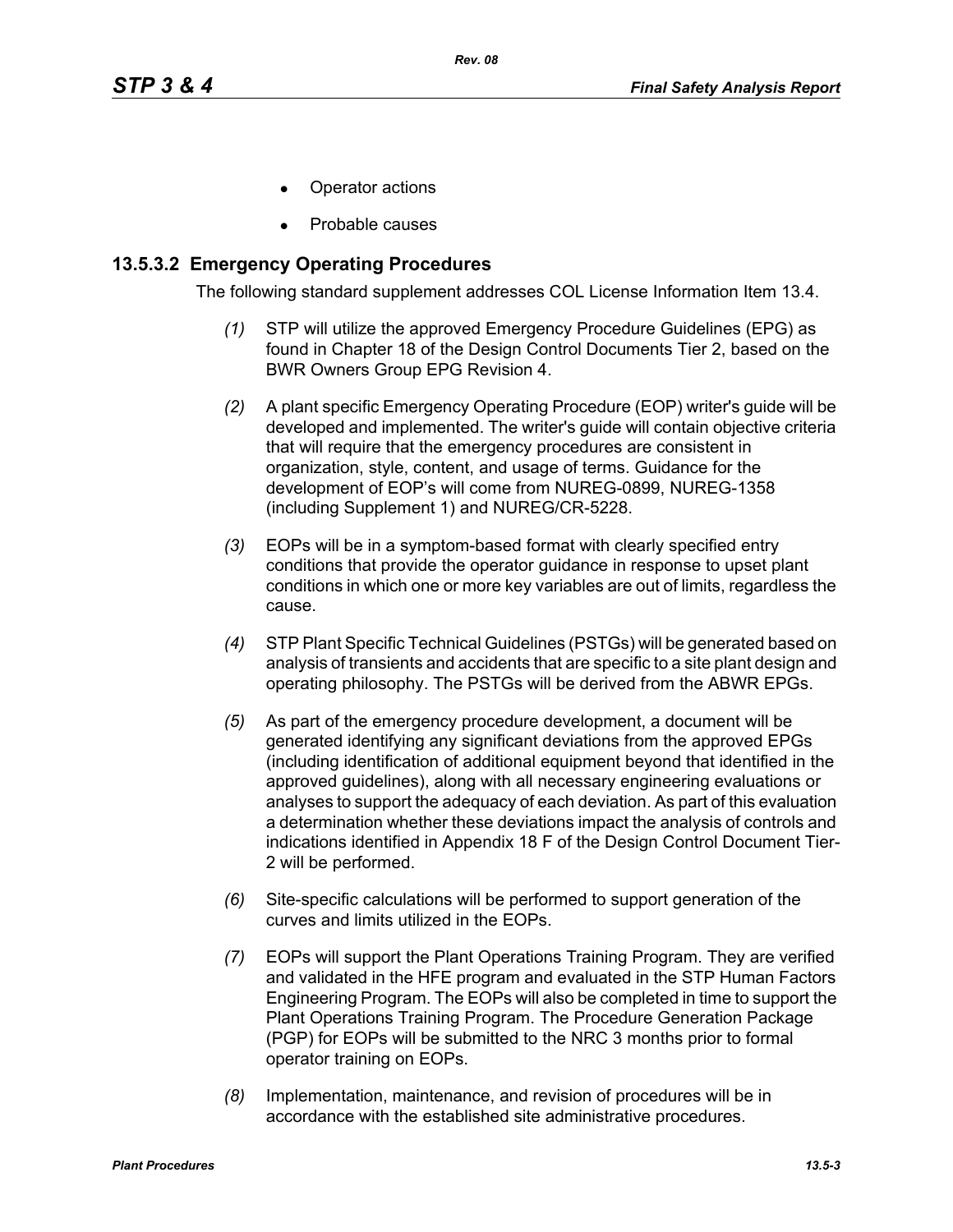- Operator actions
- Probable causes

### 13.5.3.2 Emergency Operating Procedures

The following standard supplement addresses COL License Information Item 13.4.

*(1)* STP will utilize the approved Emergency Procedure Guidelines (EPG) as found in Chapter 18 of the Design Control Documents Tier 2, based on the BWR Owners Group EPG Revision 4.

*(2)* A plant specific Emergency Operating Procedure (EOP) writer's guide will be developed and implemented. The writer's guide will contain objective criteria that will require that the emergency procedures are consistent in organization, style, content, and usage of terms. Guidance for the development of EOP's will come from NUREG-0899, NUREG-1358 (including Supplement 1) and NUREG/CR-5228.

*(3)* EOPs will be in a symptom-based format with clearly specified entry conditions that provide the operator guidance in response to upset plant conditions in which one or more key variables are out of limits, regardless the cause.

*(4)* STP Plant Specific Technical Guidelines (PSTGs) will be generated based on analysis of transients and accidents that are specific to a site plant design and operating philosophy. The PSTGs will be derived from the ABWR EPGs.

*(5)* As part of the emergency procedure development, a document will be generated identifying any significant deviations from the approved EPGs (including identification of additional equipment beyond that identified in the approved guidelines), along with all necessary engineering evaluations or analyses to support the adequacy of each deviation. As part of this evaluation a determination whether these deviations impact the analysis of controls and indications identified in Appendix 18 F of the Design Control Document Tier-2 will be performed.

*(6)* Site-specific calculations will be performed to support generation of the curves and limits utilized in the EOPs.

*(7)* EOPs will support the Plant Operations Training Program. They are verified and validated in the HFE program and evaluated in the STP Human Factors Engineering Program. The EOPs will also be completed in time to support the Plant Operations Training Program. The Procedure Generation Package (PGP) for EOPs will be submitted to the NRC 3 months prior to formal operator training on EOPs.

*(8)* Implementation, maintenance, and revision of procedures will be in accordance with the established site administrative procedures.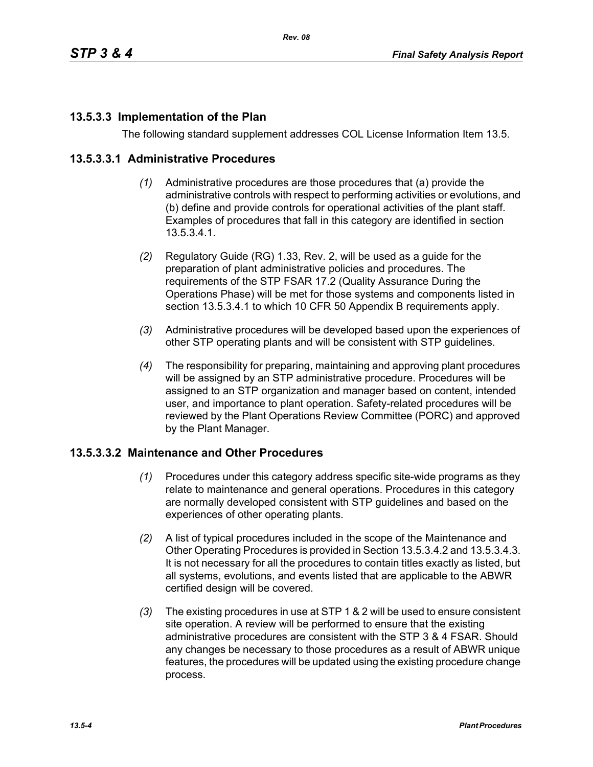### 13.5.3.3 Implementation of the Plan

The following standard supplement addresses COL License Information Item 13.5.

#### 13.5.3.3.1 Administrative Procedures

*(1)* Administrative procedures are those procedures that (a) provide the administrative controls with respect to performing activities or evolutions, and (b) define and provide controls for operational activities of the plant staff. Examples of procedures that fall in this category are identified in section 13.5.3.4.1.

*(2)* Regulatory Guide (RG) 1.33, Rev. 2, will be used as a guide for the preparation of plant administrative policies and procedures. The requirements of the STP FSAR 17.2 (Quality Assurance During the Operations Phase) will be met for those systems and components listed in section 13.5.3.4.1 to which 10 CFR 50 Appendix B requirements apply.

*(3)* Administrative procedures will be developed based upon the experiences of other STP operating plants and will be consistent with STP guidelines.

*(4)* The responsibility for preparing, maintaining and approving plant procedures will be assigned by an STP administrative procedure. Procedures will be assigned to an STP organization and manager based on content, intended user, and importance to plant operation. Safety-related procedures will be reviewed by the Plant Operations Review Committee (PORC) and approved by the Plant Manager.

#### 13.5.3.3.2 Maintenance and Other Procedures

*(1)* Procedures under this category address specific site-wide programs as they relate to maintenance and general operations. Procedures in this category are normally developed consistent with STP guidelines and based on the experiences of other operating plants.

*(2)* A list of typical procedures included in the scope of the Maintenance and Other Operating Procedures is provided in Section 13.5.3.4.2 and 13.5.3.4.3. It is not necessary for all the procedures to contain titles exactly as listed, but all systems, evolutions, and events listed that are applicable to the ABWR certified design will be covered.

*(3)* The existing procedures in use at STP 1 & 2 will be used to ensure consistent site operation. A review will be performed to ensure that the existing administrative procedures are consistent with the STP 3 & 4 FSAR. Should any changes be necessary to those procedures as a result of ABWR unique features, the procedures will be updated using the existing procedure change process.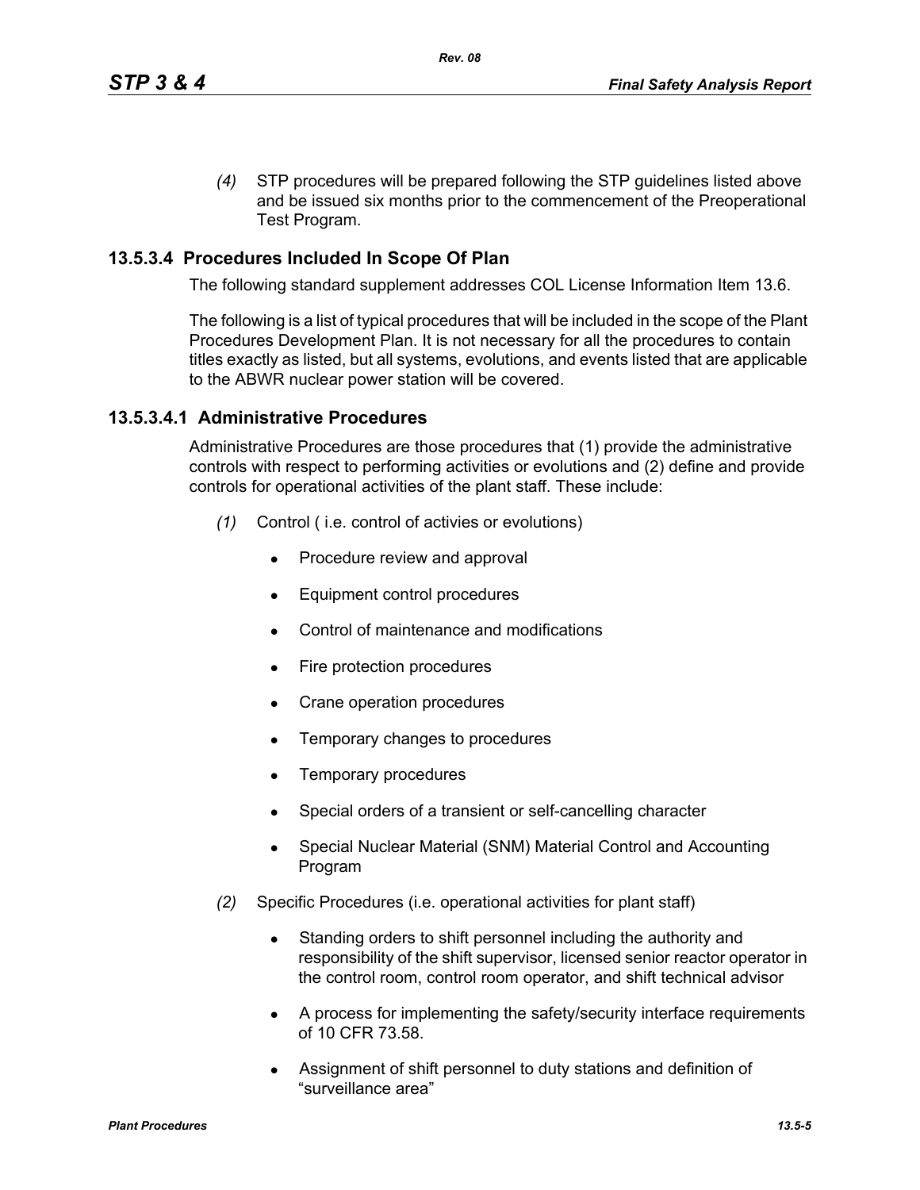*(4)* STP procedures will be prepared following the STP guidelines listed above and be issued six months prior to the commencement of the Preoperational Test Program.

## 13.5.3.4 Procedures Included In Scope Of Plan

The following standard supplement addresses COL License Information Item 13.6.

The following is a list of typical procedures that will be included in the scope of the Plant Procedures Development Plan. It is not necessary for all the procedures to contain titles exactly as listed, but all systems, evolutions, and events listed that are applicable to the ABWR nuclear power station will be covered.

### 13.5.3.4.1 Administrative Procedures

Administrative Procedures are those procedures that (1) provide the administrative controls with respect to performing activities or evolutions and (2) define and provide controls for operational activities of the plant staff. These include:

*(1)* Control ( i.e. control of activies or evolutions)

- Procedure review and approval
- Equipment control procedures
- Control of maintenance and modifications
- Fire protection procedures
- Crane operation procedures
- Temporary changes to procedures
- Temporary procedures
- Special orders of a transient or self-cancelling character
- Special Nuclear Material (SNM) Material Control and Accounting Program

*(2)* Specific Procedures (i.e. operational activities for plant staff)

- Standing orders to shift personnel including the authority and responsibility of the shift supervisor, licensed senior reactor operator in the control room, control room operator, and shift technical advisor
- A process for implementing the safety/security interface requirements of 10 CFR 73.58.
- Assignment of shift personnel to duty stations and definition of "surveillance area"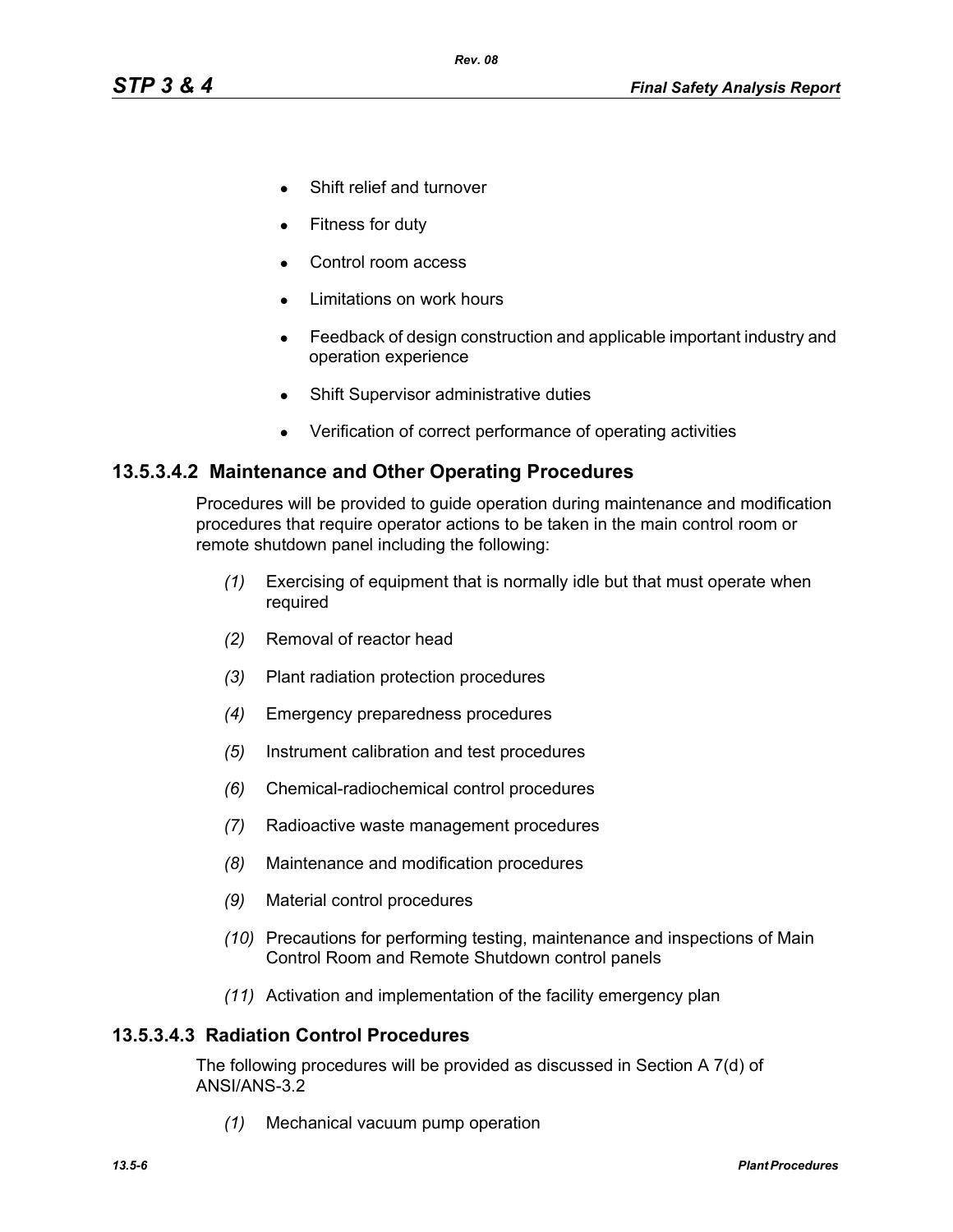- Shift relief and turnover
- Fitness for duty
- Control room access
- Limitations on work hours
- Feedback of design construction and applicable important industry and operation experience
- Shift Supervisor administrative duties
- Verification of correct performance of operating activities

### 13.5.3.4.2 Maintenance and Other Operating Procedures

Procedures will be provided to guide operation during maintenance and modification procedures that require operator actions to be taken in the main control room or remote shutdown panel including the following:

*(1)* Exercising of equipment that is normally idle but that must operate when required

*(2)* Removal of reactor head

*(3)* Plant radiation protection procedures

*(4)* Emergency preparedness procedures

*(5)* Instrument calibration and test procedures

*(6)* Chemical-radiochemical control procedures

*(7)* Radioactive waste management procedures

*(8)* Maintenance and modification procedures

*(9)* Material control procedures

*(10)* Precautions for performing testing, maintenance and inspections of Main Control Room and Remote Shutdown control panels

*(11)* Activation and implementation of the facility emergency plan

### 13.5.3.4.3 Radiation Control Procedures

The following procedures will be provided as discussed in Section A 7(d) of ANSI/ANS-3.2

*(1)* Mechanical vacuum pump operation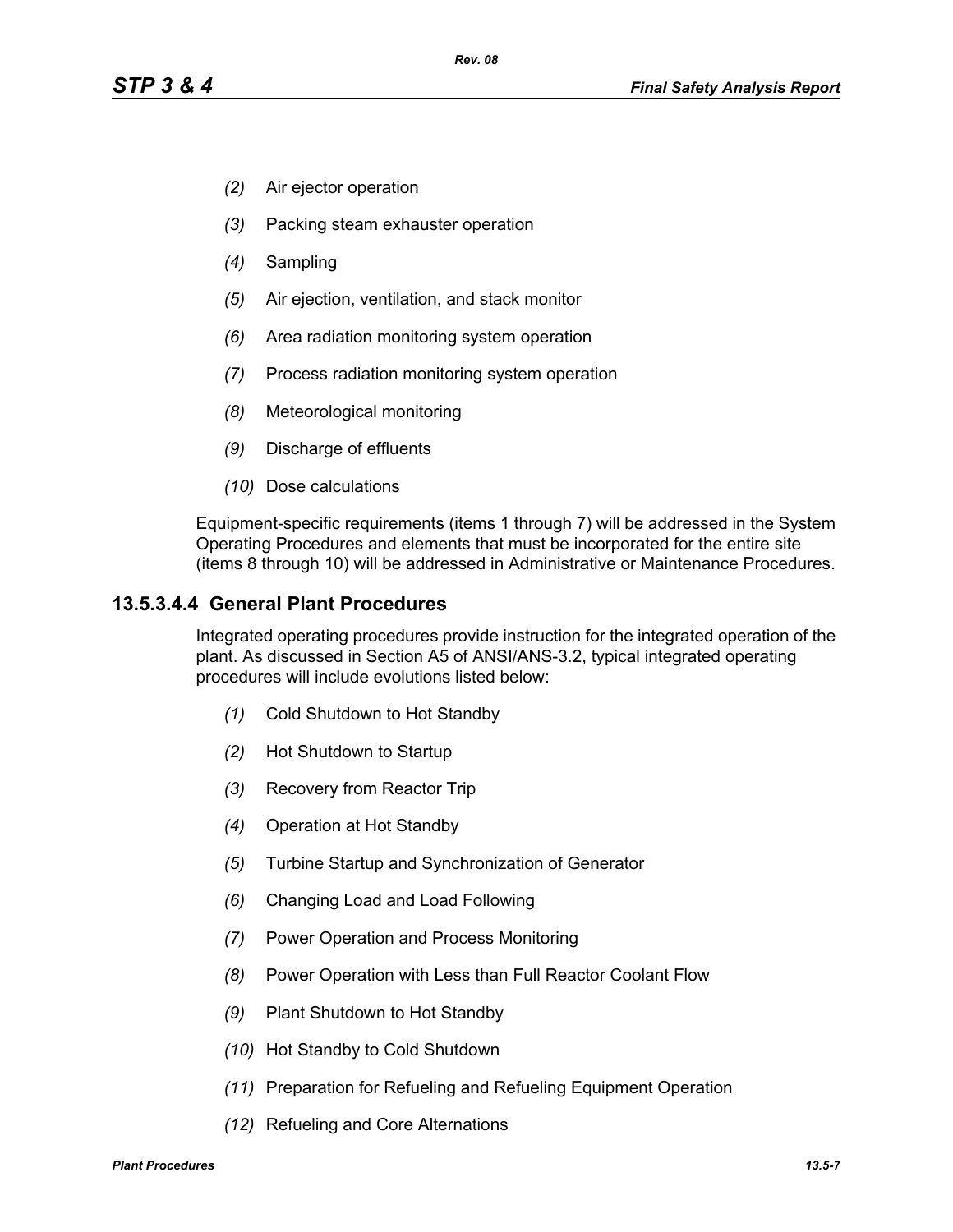*(2)* Air ejector operation

*(3)* Packing steam exhauster operation

*(4)* Sampling

*(5)* Air ejection, ventilation, and stack monitor

*(6)* Area radiation monitoring system operation

*(7)* Process radiation monitoring system operation

*(8)* Meteorological monitoring

*(9)* Discharge of effluents

*(10)* Dose calculations

Equipment-specific requirements (items 1 through 7) will be addressed in the System Operating Procedures and elements that must be incorporated for the entire site (items 8 through 10) will be addressed in Administrative or Maintenance Procedures.

### 13.5.3.4.4 General Plant Procedures

Integrated operating procedures provide instruction for the integrated operation of the plant. As discussed in Section A5 of ANSI/ANS-3.2, typical integrated operating procedures will include evolutions listed below:

*(1)* Cold Shutdown to Hot Standby

*(2)* Hot Shutdown to Startup

*(3)* Recovery from Reactor Trip

*(4)* Operation at Hot Standby

*(5)* Turbine Startup and Synchronization of Generator

*(6)* Changing Load and Load Following

*(7)* Power Operation and Process Monitoring

*(8)* Power Operation with Less than Full Reactor Coolant Flow

*(9)* Plant Shutdown to Hot Standby

*(10)* Hot Standby to Cold Shutdown

*(11)* Preparation for Refueling and Refueling Equipment Operation

*(12)* Refueling and Core Alternations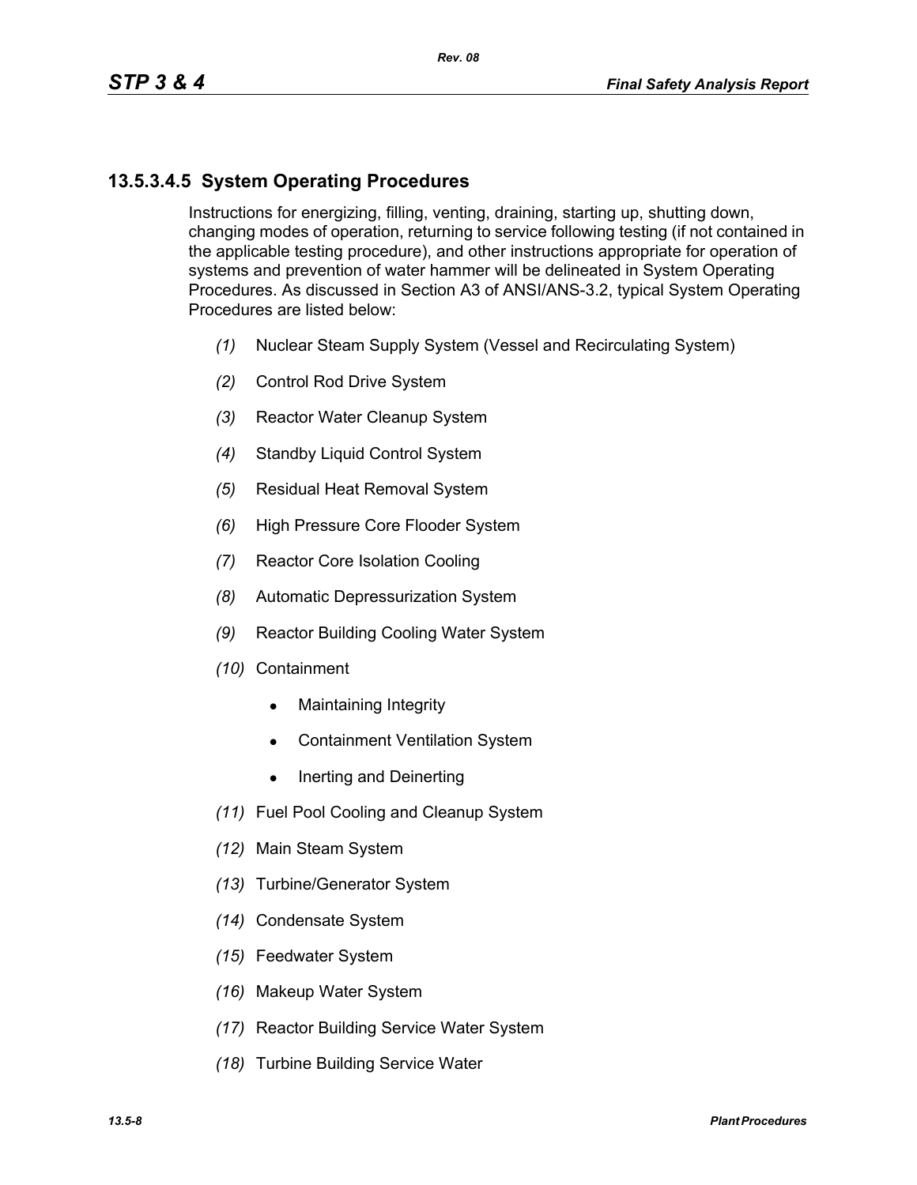### 13.5.3.4.5 System Operating Procedures

Instructions for energizing, filling, venting, draining, starting up, shutting down, changing modes of operation, returning to service following testing (if not contained in the applicable testing procedure), and other instructions appropriate for operation of systems and prevention of water hammer will be delineated in System Operating Procedures. As discussed in Section A3 of ANSI/ANS-3.2, typical System Operating Procedures are listed below:

*(1)* Nuclear Steam Supply System (Vessel and Recirculating System)

*(2)* Control Rod Drive System

*(3)* Reactor Water Cleanup System

*(4)* Standby Liquid Control System

*(5)* Residual Heat Removal System

*(6)* High Pressure Core Flooder System

*(7)* Reactor Core Isolation Cooling

*(8)* Automatic Depressurization System

*(9)* Reactor Building Cooling Water System

*(10)* Containment

- Maintaining Integrity
- Containment Ventilation System
- Inerting and Deinerting

*(11)* Fuel Pool Cooling and Cleanup System

*(12)* Main Steam System

*(13)* Turbine/Generator System

*(14)* Condensate System

*(15)* Feedwater System

*(16)* Makeup Water System

*(17)* Reactor Building Service Water System

*(18)* Turbine Building Service Water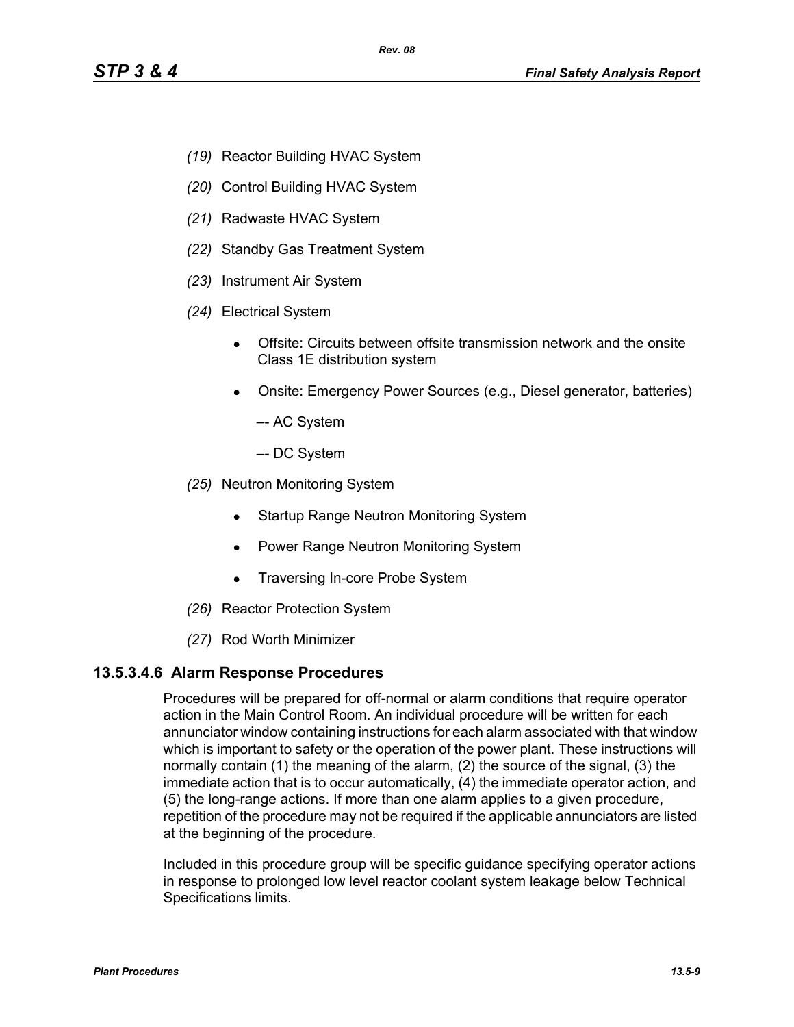*(19)* Reactor Building HVAC System

*(20)* Control Building HVAC System

*(21)* Radwaste HVAC System

*(22)* Standby Gas Treatment System

*(23)* Instrument Air System

*(24)* Electrical System

- Offsite: Circuits between offsite transmission network and the onsite Class 1E distribution system
- Onsite: Emergency Power Sources (e.g., Diesel generator, batteries)

  –- AC System

  –- DC System

*(25)* Neutron Monitoring System

- Startup Range Neutron Monitoring System
- Power Range Neutron Monitoring System
- Traversing In-core Probe System

*(26)* Reactor Protection System

*(27)* Rod Worth Minimizer

### 13.5.3.4.6 Alarm Response Procedures

Procedures will be prepared for off-normal or alarm conditions that require operator action in the Main Control Room. An individual procedure will be written for each annunciator window containing instructions for each alarm associated with that window which is important to safety or the operation of the power plant. These instructions will normally contain (1) the meaning of the alarm, (2) the source of the signal, (3) the immediate action that is to occur automatically, (4) the immediate operator action, and (5) the long-range actions. If more than one alarm applies to a given procedure, repetition of the procedure may not be required if the applicable annunciators are listed at the beginning of the procedure.

Included in this procedure group will be specific guidance specifying operator actions in response to prolonged low level reactor coolant system leakage below Technical Specifications limits.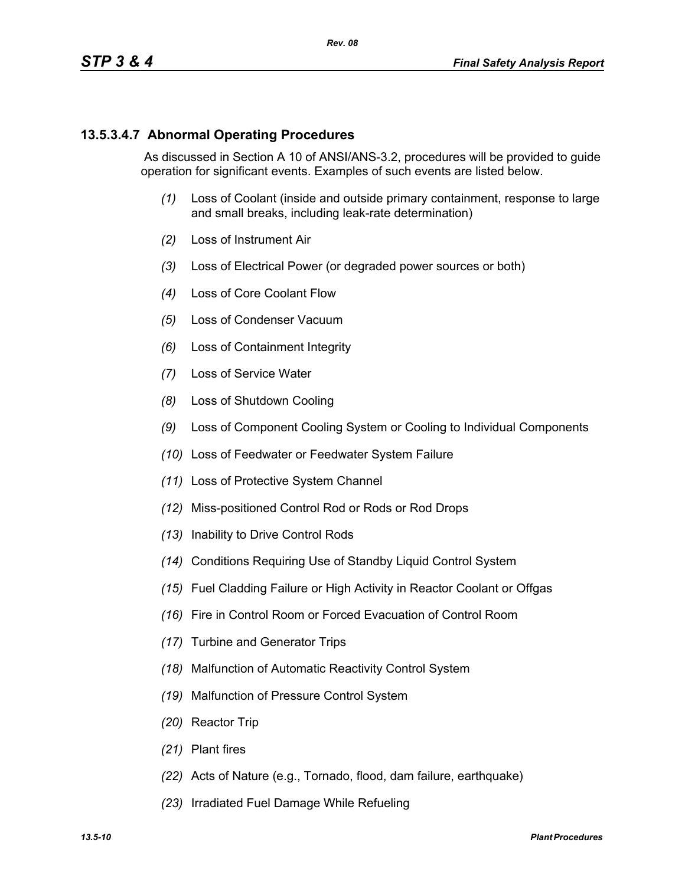### 13.5.3.4.7 Abnormal Operating Procedures

As discussed in Section A 10 of ANSI/ANS-3.2, procedures will be provided to guide operation for significant events. Examples of such events are listed below.

*(1)* Loss of Coolant (inside and outside primary containment, response to large and small breaks, including leak-rate determination)

*(2)* Loss of Instrument Air

*(3)* Loss of Electrical Power (or degraded power sources or both)

*(4)* Loss of Core Coolant Flow

*(5)* Loss of Condenser Vacuum

*(6)* Loss of Containment Integrity

*(7)* Loss of Service Water

*(8)* Loss of Shutdown Cooling

*(9)* Loss of Component Cooling System or Cooling to Individual Components

*(10)* Loss of Feedwater or Feedwater System Failure

*(11)* Loss of Protective System Channel

*(12)* Miss-positioned Control Rod or Rods or Rod Drops

*(13)* Inability to Drive Control Rods

*(14)* Conditions Requiring Use of Standby Liquid Control System

*(15)* Fuel Cladding Failure or High Activity in Reactor Coolant or Offgas

*(16)* Fire in Control Room or Forced Evacuation of Control Room

*(17)* Turbine and Generator Trips

*(18)* Malfunction of Automatic Reactivity Control System

*(19)* Malfunction of Pressure Control System

*(20)* Reactor Trip

*(21)* Plant fires

*(22)* Acts of Nature (e.g., Tornado, flood, dam failure, earthquake)

*(23)* Irradiated Fuel Damage While Refueling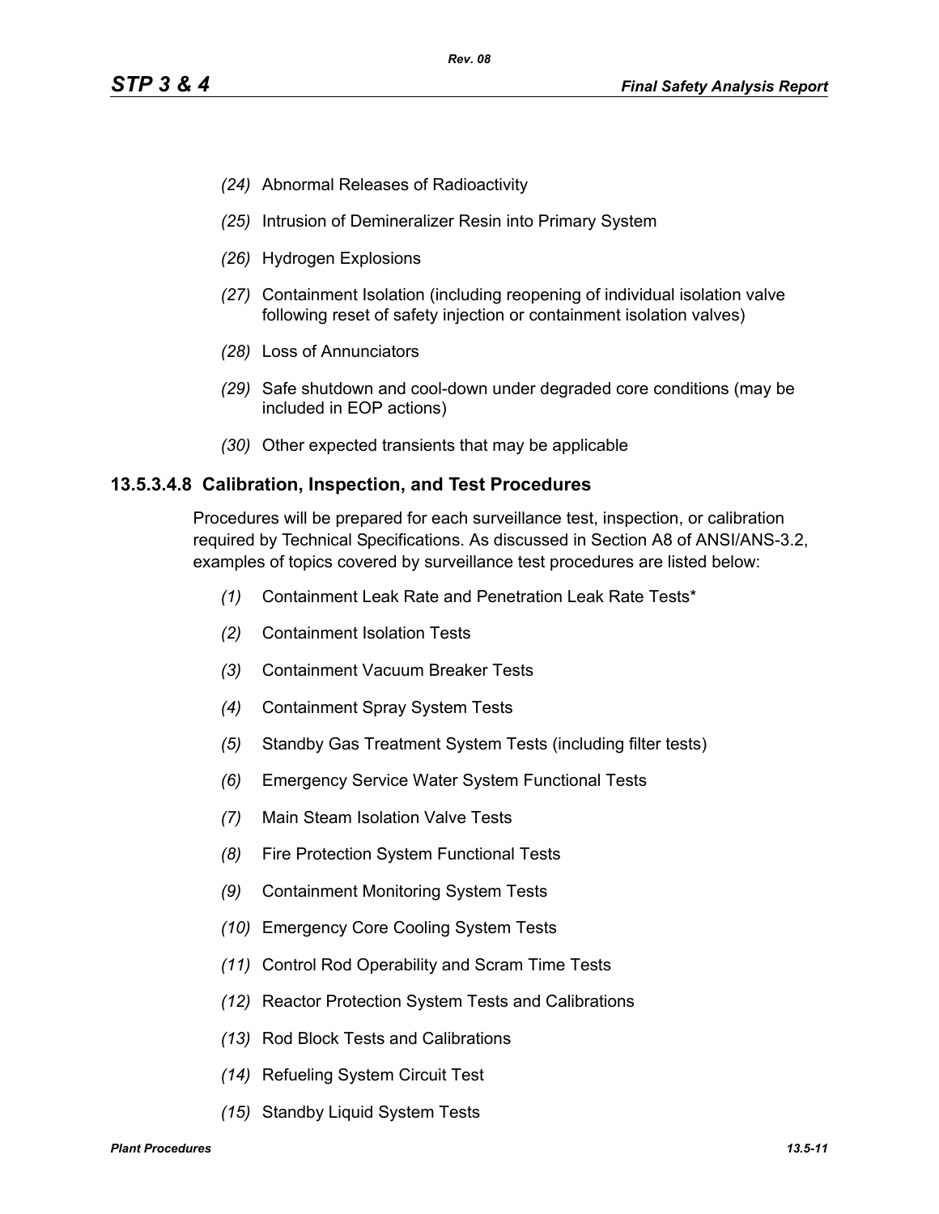*(24)* Abnormal Releases of Radioactivity

*(25)* Intrusion of Demineralizer Resin into Primary System

*(26)* Hydrogen Explosions

*(27)* Containment Isolation (including reopening of individual isolation valve following reset of safety injection or containment isolation valves)

*(28)* Loss of Annunciators

*(29)* Safe shutdown and cool-down under degraded core conditions (may be included in EOP actions)

*(30)* Other expected transients that may be applicable

### 13.5.3.4.8 Calibration, Inspection, and Test Procedures

Procedures will be prepared for each surveillance test, inspection, or calibration required by Technical Specifications. As discussed in Section A8 of ANSI/ANS-3.2, examples of topics covered by surveillance test procedures are listed below:

*(1)* Containment Leak Rate and Penetration Leak Rate Tests*

*(2)* Containment Isolation Tests

*(3)* Containment Vacuum Breaker Tests

*(4)* Containment Spray System Tests

*(5)* Standby Gas Treatment System Tests (including filter tests)

*(6)* Emergency Service Water System Functional Tests

*(7)* Main Steam Isolation Valve Tests

*(8)* Fire Protection System Functional Tests

*(9)* Containment Monitoring System Tests

*(10)* Emergency Core Cooling System Tests

*(11)* Control Rod Operability and Scram Time Tests

*(12)* Reactor Protection System Tests and Calibrations

*(13)* Rod Block Tests and Calibrations

*(14)* Refueling System Circuit Test

*(15)* Standby Liquid System Tests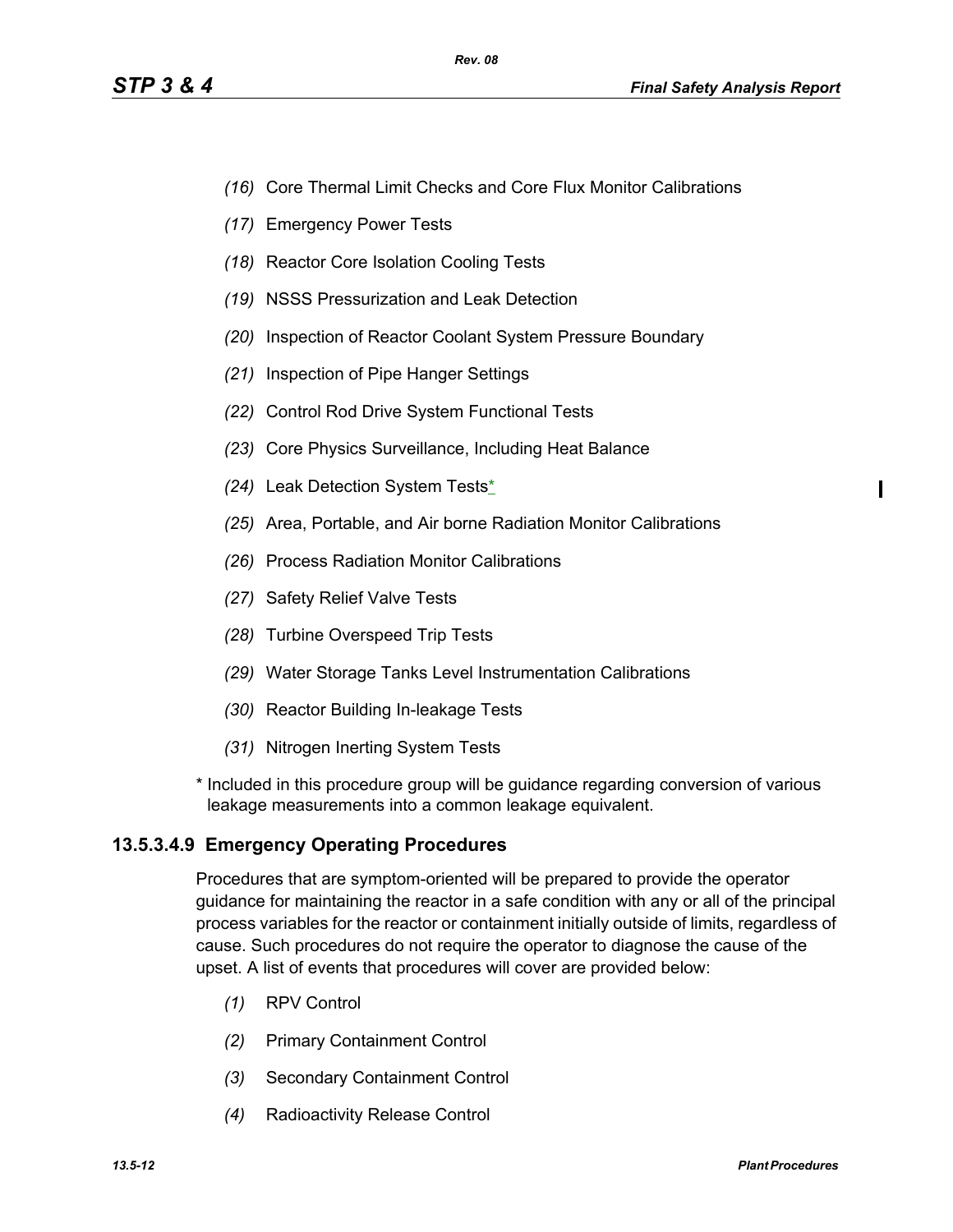(16) Core Thermal Limit Checks and Core Flux Monitor Calibrations

(17) Emergency Power Tests

(18) Reactor Core Isolation Cooling Tests

(19) NSSS Pressurization and Leak Detection

(20) Inspection of Reactor Coolant System Pressure Boundary

(21) Inspection of Pipe Hanger Settings

(22) Control Rod Drive System Functional Tests

(23) Core Physics Surveillance, Including Heat Balance

(24) Leak Detection System Tests*

(25) Area, Portable, and Air borne Radiation Monitor Calibrations

(26) Process Radiation Monitor Calibrations

(27) Safety Relief Valve Tests

(28) Turbine Overspeed Trip Tests

(29) Water Storage Tanks Level Instrumentation Calibrations

(30) Reactor Building In-leakage Tests

(31) Nitrogen Inerting System Tests

\* Included in this procedure group will be guidance regarding conversion of various leakage measurements into a common leakage equivalent.

### 13.5.3.4.9 Emergency Operating Procedures

Procedures that are symptom-oriented will be prepared to provide the operator guidance for maintaining the reactor in a safe condition with any or all of the principal process variables for the reactor or containment initially outside of limits, regardless of cause. Such procedures do not require the operator to diagnose the cause of the upset. A list of events that procedures will cover are provided below:

(1) RPV Control

(2) Primary Containment Control

(3) Secondary Containment Control

(4) Radioactivity Release Control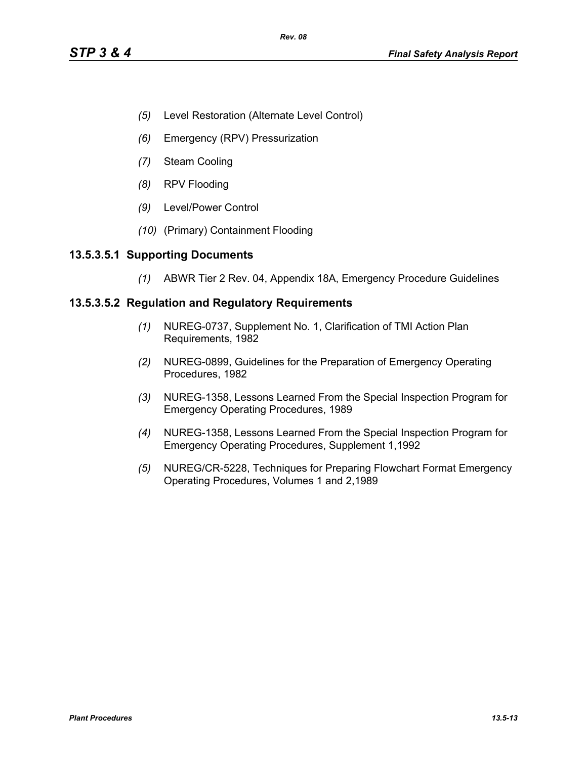*(5)* Level Restoration (Alternate Level Control)

*(6)* Emergency (RPV) Pressurization

*(7)* Steam Cooling

*(8)* RPV Flooding

*(9)* Level/Power Control

*(10)* (Primary) Containment Flooding

### 13.5.3.5.1 Supporting Documents

*(1)* ABWR Tier 2 Rev. 04, Appendix 18A, Emergency Procedure Guidelines

### 13.5.3.5.2 Regulation and Regulatory Requirements

*(1)* NUREG-0737, Supplement No. 1, Clarification of TMI Action Plan Requirements, 1982

*(2)* NUREG-0899, Guidelines for the Preparation of Emergency Operating Procedures, 1982

*(3)* NUREG-1358, Lessons Learned From the Special Inspection Program for Emergency Operating Procedures, 1989

*(4)* NUREG-1358, Lessons Learned From the Special Inspection Program for Emergency Operating Procedures, Supplement 1,1992

*(5)* NUREG/CR-5228, Techniques for Preparing Flowchart Format Emergency Operating Procedures, Volumes 1 and 2,1989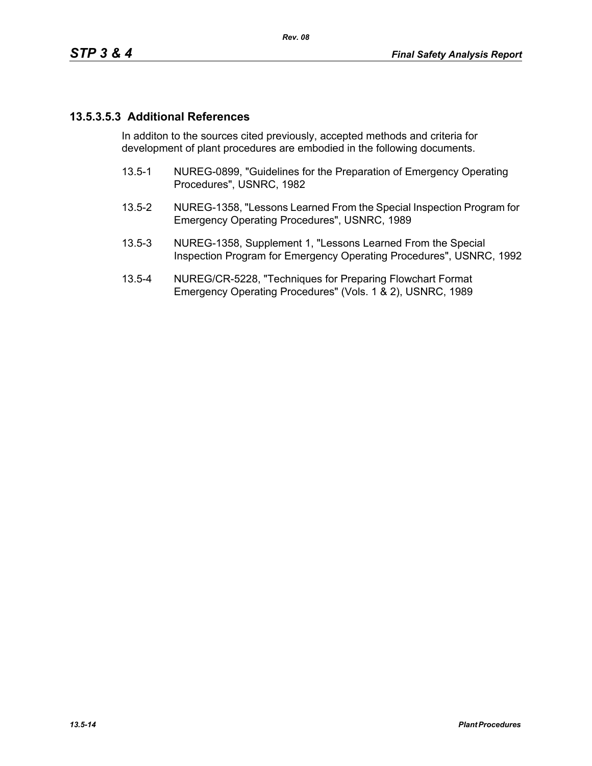### 13.5.3.5.3 Additional References

In additon to the sources cited previously, accepted methods and criteria for development of plant procedures are embodied in the following documents.

13.5-1 NUREG-0899, "Guidelines for the Preparation of Emergency Operating Procedures", USNRC, 1982

13.5-2 NUREG-1358, "Lessons Learned From the Special Inspection Program for Emergency Operating Procedures", USNRC, 1989

13.5-3 NUREG-1358, Supplement 1, "Lessons Learned From the Special Inspection Program for Emergency Operating Procedures", USNRC, 1992

13.5-4 NUREG/CR-5228, "Techniques for Preparing Flowchart Format Emergency Operating Procedures" (Vols. 1 & 2), USNRC, 1989